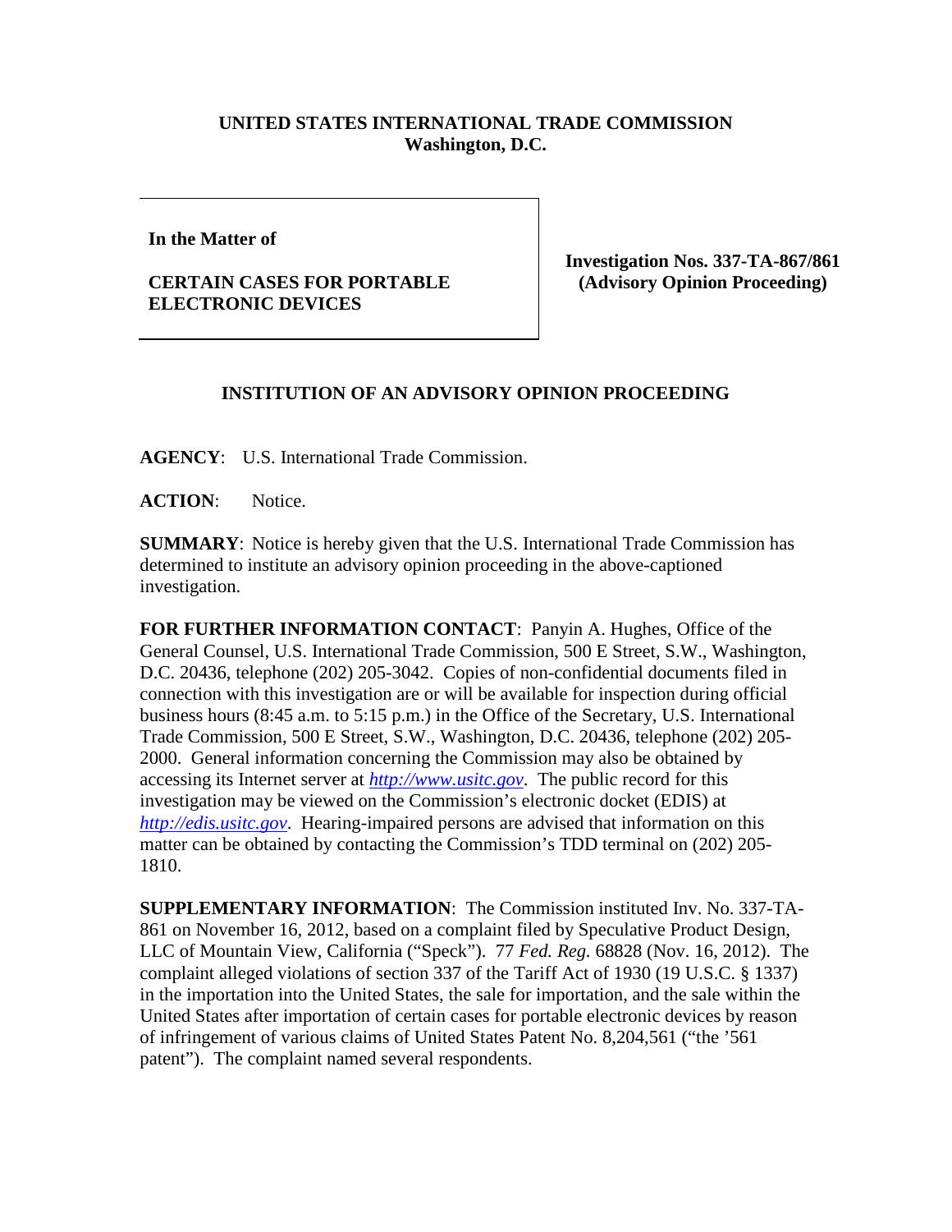**UNITED STATES INTERNATIONAL TRADE COMMISSION**
**Washington, D.C.**

| | |
|---|---|
| **In the Matter of**<br><br>**CERTAIN CASES FOR PORTABLE ELECTRONIC DEVICES** | **Investigation Nos. 337-TA-867/861 (Advisory Opinion Proceeding)** |

**INSTITUTION OF AN ADVISORY OPINION PROCEEDING**

**AGENCY**: U.S. International Trade Commission.

**ACTION**: Notice.

**SUMMARY**: Notice is hereby given that the U.S. International Trade Commission has determined to institute an advisory opinion proceeding in the above-captioned investigation.

**FOR FURTHER INFORMATION CONTACT**: Panyin A. Hughes, Office of the General Counsel, U.S. International Trade Commission, 500 E Street, S.W., Washington, D.C. 20436, telephone (202) 205-3042. Copies of non-confidential documents filed in connection with this investigation are or will be available for inspection during official business hours (8:45 a.m. to 5:15 p.m.) in the Office of the Secretary, U.S. International Trade Commission, 500 E Street, S.W., Washington, D.C. 20436, telephone (202) 205-2000. General information concerning the Commission may also be obtained by accessing its Internet server at *http://www.usitc.gov*. The public record for this investigation may be viewed on the Commission's electronic docket (EDIS) at *http://edis.usitc.gov*. Hearing-impaired persons are advised that information on this matter can be obtained by contacting the Commission's TDD terminal on (202) 205-1810.

**SUPPLEMENTARY INFORMATION**: The Commission instituted Inv. No. 337-TA-861 on November 16, 2012, based on a complaint filed by Speculative Product Design, LLC of Mountain View, California ("Speck"). 77 *Fed. Reg.* 68828 (Nov. 16, 2012). The complaint alleged violations of section 337 of the Tariff Act of 1930 (19 U.S.C. § 1337) in the importation into the United States, the sale for importation, and the sale within the United States after importation of certain cases for portable electronic devices by reason of infringement of various claims of United States Patent No. 8,204,561 ("the '561 patent"). The complaint named several respondents.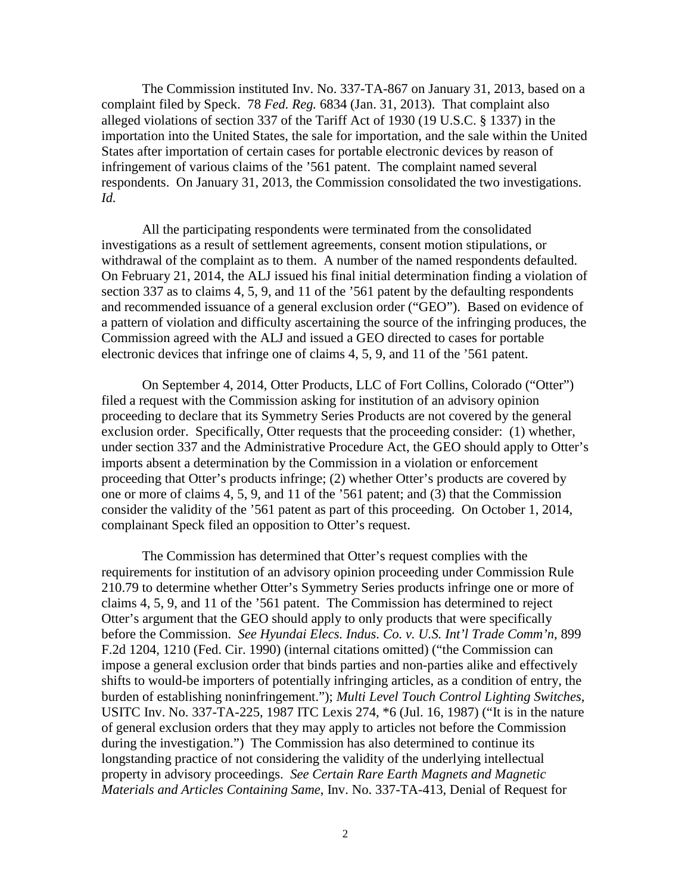The Commission instituted Inv. No. 337-TA-867 on January 31, 2013, based on a complaint filed by Speck. 78 *Fed. Reg.* 6834 (Jan. 31, 2013). That complaint also alleged violations of section 337 of the Tariff Act of 1930 (19 U.S.C. § 1337) in the importation into the United States, the sale for importation, and the sale within the United States after importation of certain cases for portable electronic devices by reason of infringement of various claims of the '561 patent. The complaint named several respondents. On January 31, 2013, the Commission consolidated the two investigations. *Id.*

All the participating respondents were terminated from the consolidated investigations as a result of settlement agreements, consent motion stipulations, or withdrawal of the complaint as to them. A number of the named respondents defaulted. On February 21, 2014, the ALJ issued his final initial determination finding a violation of section 337 as to claims 4, 5, 9, and 11 of the '561 patent by the defaulting respondents and recommended issuance of a general exclusion order ("GEO"). Based on evidence of a pattern of violation and difficulty ascertaining the source of the infringing produces, the Commission agreed with the ALJ and issued a GEO directed to cases for portable electronic devices that infringe one of claims 4, 5, 9, and 11 of the '561 patent.

On September 4, 2014, Otter Products, LLC of Fort Collins, Colorado ("Otter") filed a request with the Commission asking for institution of an advisory opinion proceeding to declare that its Symmetry Series Products are not covered by the general exclusion order. Specifically, Otter requests that the proceeding consider: (1) whether, under section 337 and the Administrative Procedure Act, the GEO should apply to Otter's imports absent a determination by the Commission in a violation or enforcement proceeding that Otter's products infringe; (2) whether Otter's products are covered by one or more of claims 4, 5, 9, and 11 of the '561 patent; and (3) that the Commission consider the validity of the '561 patent as part of this proceeding. On October 1, 2014, complainant Speck filed an opposition to Otter's request.

The Commission has determined that Otter's request complies with the requirements for institution of an advisory opinion proceeding under Commission Rule 210.79 to determine whether Otter's Symmetry Series products infringe one or more of claims 4, 5, 9, and 11 of the '561 patent. The Commission has determined to reject Otter's argument that the GEO should apply to only products that were specifically before the Commission. *See Hyundai Elecs. Indus. Co. v. U.S. Int'l Trade Comm'n*, 899 F.2d 1204, 1210 (Fed. Cir. 1990) (internal citations omitted) ("the Commission can impose a general exclusion order that binds parties and non-parties alike and effectively shifts to would-be importers of potentially infringing articles, as a condition of entry, the burden of establishing noninfringement."); *Multi Level Touch Control Lighting Switches*, USITC Inv. No. 337-TA-225, 1987 ITC Lexis 274, *6 (Jul. 16, 1987) ("It is in the nature of general exclusion orders that they may apply to articles not before the Commission during the investigation.") The Commission has also determined to continue its longstanding practice of not considering the validity of the underlying intellectual property in advisory proceedings. *See Certain Rare Earth Magnets and Magnetic Materials and Articles Containing Same*, Inv. No. 337-TA-413, Denial of Request for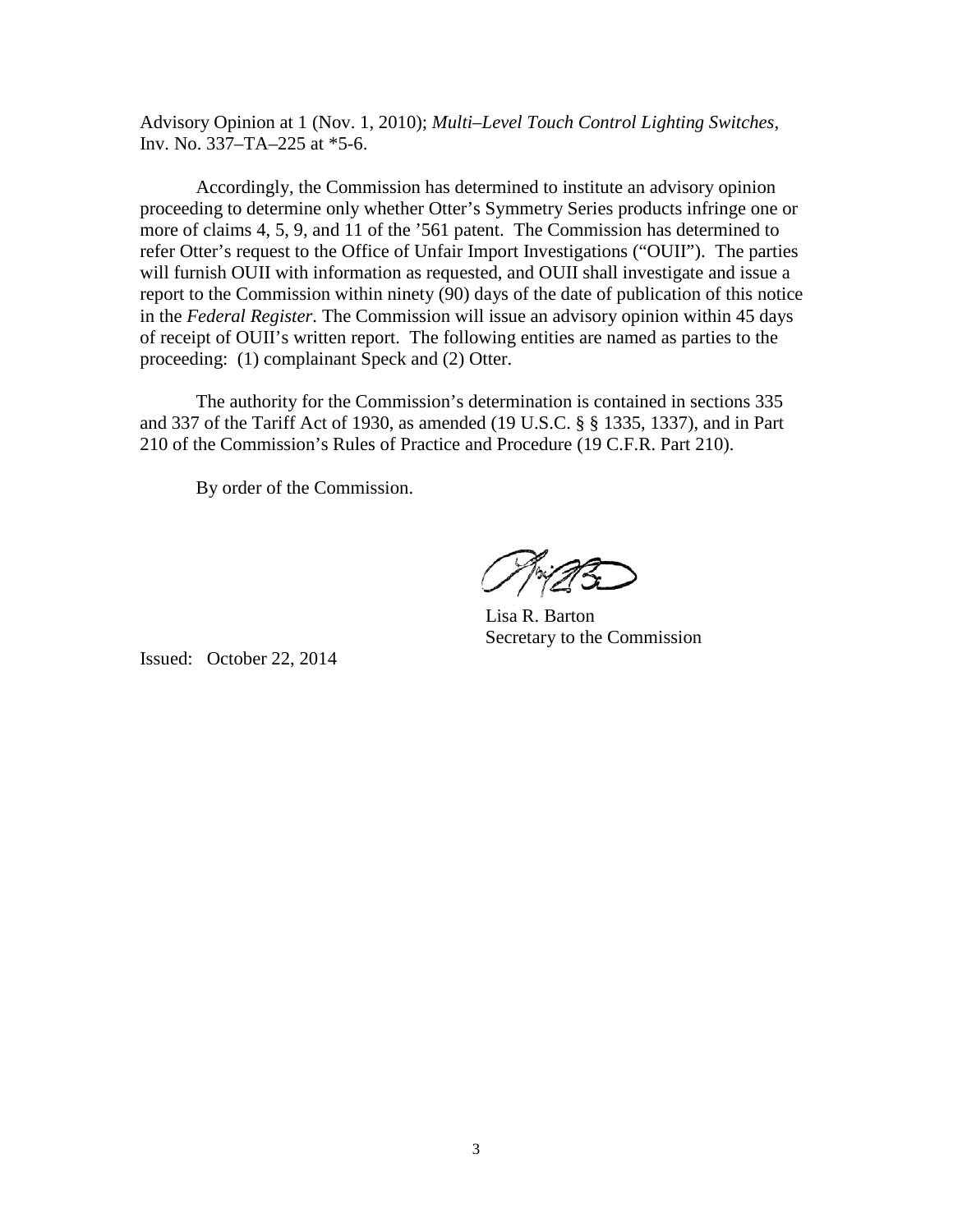Advisory Opinion at 1 (Nov. 1, 2010); *Multi–Level Touch Control Lighting Switches*, Inv. No. 337–TA–225 at *5-6.

Accordingly, the Commission has determined to institute an advisory opinion proceeding to determine only whether Otter's Symmetry Series products infringe one or more of claims 4, 5, 9, and 11 of the '561 patent. The Commission has determined to refer Otter's request to the Office of Unfair Import Investigations ("OUII"). The parties will furnish OUII with information as requested, and OUII shall investigate and issue a report to the Commission within ninety (90) days of the date of publication of this notice in the *Federal Register*. The Commission will issue an advisory opinion within 45 days of receipt of OUII's written report. The following entities are named as parties to the proceeding: (1) complainant Speck and (2) Otter.

The authority for the Commission's determination is contained in sections 335 and 337 of the Tariff Act of 1930, as amended (19 U.S.C. § § 1335, 1337), and in Part 210 of the Commission's Rules of Practice and Procedure (19 C.F.R. Part 210).

By order of the Commission.

Lisa R. Barton
Secretary to the Commission

Issued: October 22, 2014